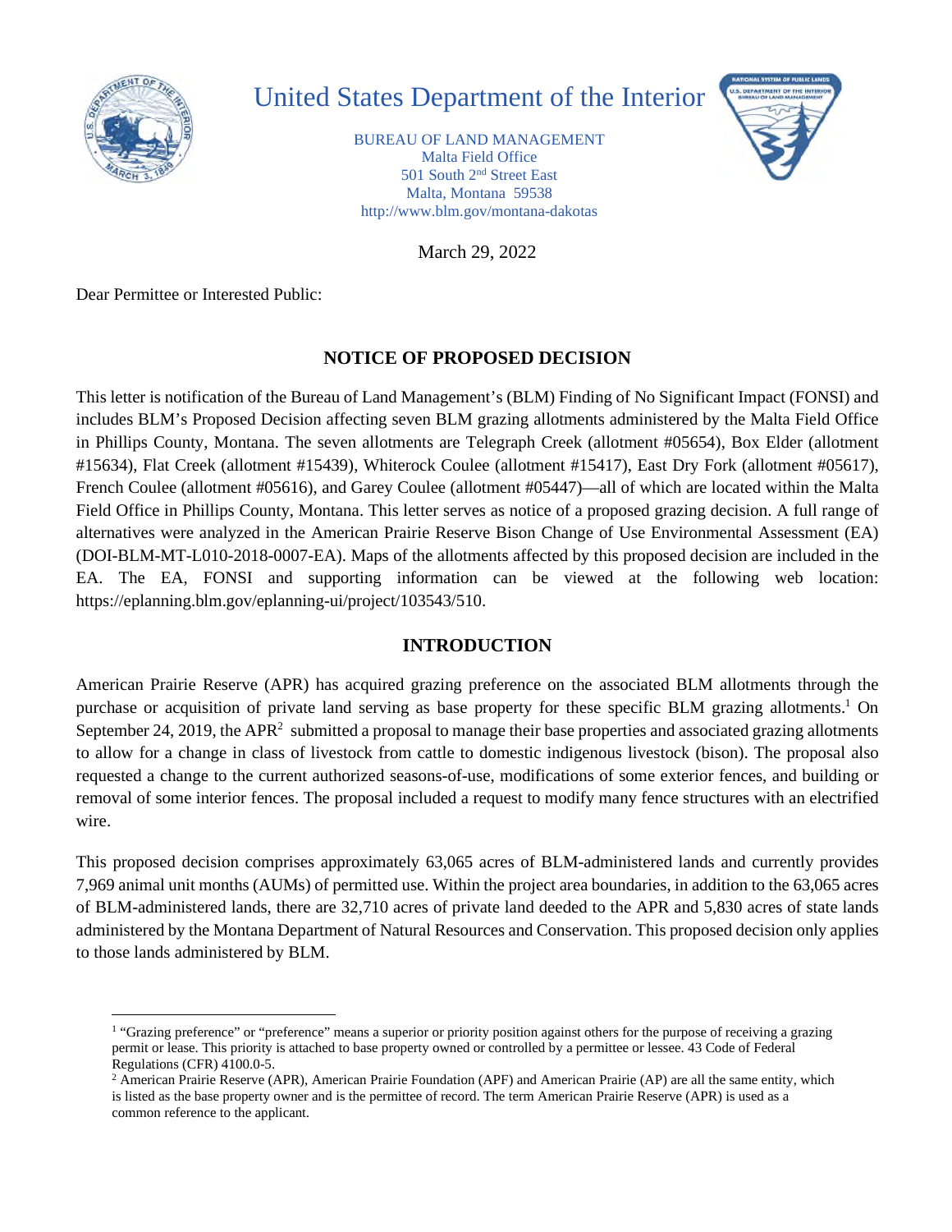# United States Department of the Interior

BUREAU OF LAND MANAGEMENT
Malta Field Office
501 South 2nd Street East
Malta, Montana 59538
http://www.blm.gov/montana-dakotas

March 29, 2022

Dear Permittee or Interested Public:

## NOTICE OF PROPOSED DECISION

This letter is notification of the Bureau of Land Management's (BLM) Finding of No Significant Impact (FONSI) and includes BLM's Proposed Decision affecting seven BLM grazing allotments administered by the Malta Field Office in Phillips County, Montana. The seven allotments are Telegraph Creek (allotment #05654), Box Elder (allotment #15634), Flat Creek (allotment #15439), Whiterock Coulee (allotment #15417), East Dry Fork (allotment #05617), French Coulee (allotment #05616), and Garey Coulee (allotment #05447)—all of which are located within the Malta Field Office in Phillips County, Montana. This letter serves as notice of a proposed grazing decision. A full range of alternatives were analyzed in the American Prairie Reserve Bison Change of Use Environmental Assessment (EA) (DOI-BLM-MT-L010-2018-0007-EA). Maps of the allotments affected by this proposed decision are included in the EA. The EA, FONSI and supporting information can be viewed at the following web location: https://eplanning.blm.gov/eplanning-ui/project/103543/510.

## INTRODUCTION

American Prairie Reserve (APR) has acquired grazing preference on the associated BLM allotments through the purchase or acquisition of private land serving as base property for these specific BLM grazing allotments.[1] On September 24, 2019, the APR[2] submitted a proposal to manage their base properties and associated grazing allotments to allow for a change in class of livestock from cattle to domestic indigenous livestock (bison). The proposal also requested a change to the current authorized seasons-of-use, modifications of some exterior fences, and building or removal of some interior fences. The proposal included a request to modify many fence structures with an electrified wire.

This proposed decision comprises approximately 63,065 acres of BLM-administered lands and currently provides 7,969 animal unit months (AUMs) of permitted use. Within the project area boundaries, in addition to the 63,065 acres of BLM-administered lands, there are 32,710 acres of private land deeded to the APR and 5,830 acres of state lands administered by the Montana Department of Natural Resources and Conservation. This proposed decision only applies to those lands administered by BLM.

---

[1] "Grazing preference" or "preference" means a superior or priority position against others for the purpose of receiving a grazing permit or lease. This priority is attached to base property owned or controlled by a permittee or lessee. 43 Code of Federal Regulations (CFR) 4100.0-5.

[2] American Prairie Reserve (APR), American Prairie Foundation (APF) and American Prairie (AP) are all the same entity, which is listed as the base property owner and is the permittee of record. The term American Prairie Reserve (APR) is used as a common reference to the applicant.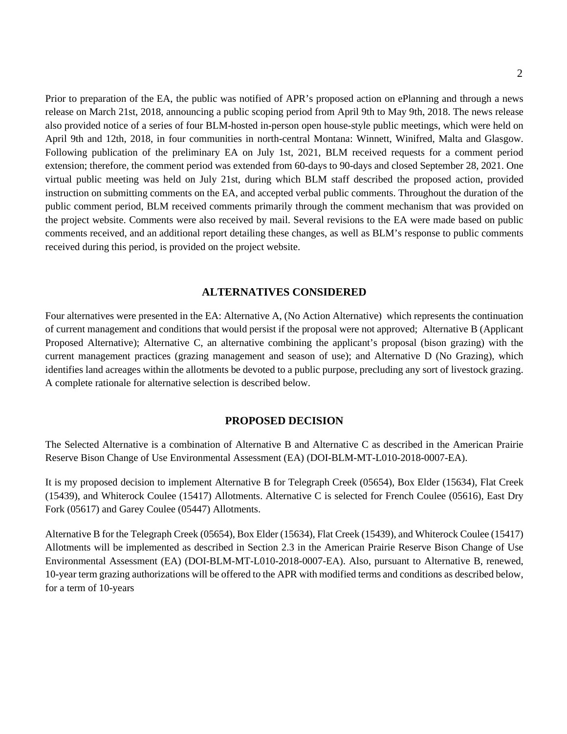Prior to preparation of the EA, the public was notified of APR's proposed action on ePlanning and through a news release on March 21st, 2018, announcing a public scoping period from April 9th to May 9th, 2018. The news release also provided notice of a series of four BLM-hosted in-person open house-style public meetings, which were held on April 9th and 12th, 2018, in four communities in north-central Montana: Winnett, Winifred, Malta and Glasgow. Following publication of the preliminary EA on July 1st, 2021, BLM received requests for a comment period extension; therefore, the comment period was extended from 60-days to 90-days and closed September 28, 2021. One virtual public meeting was held on July 21st, during which BLM staff described the proposed action, provided instruction on submitting comments on the EA, and accepted verbal public comments. Throughout the duration of the public comment period, BLM received comments primarily through the comment mechanism that was provided on the project website. Comments were also received by mail. Several revisions to the EA were made based on public comments received, and an additional report detailing these changes, as well as BLM's response to public comments received during this period, is provided on the project website.

## ALTERNATIVES CONSIDERED

Four alternatives were presented in the EA: Alternative A, (No Action Alternative) which represents the continuation of current management and conditions that would persist if the proposal were not approved; Alternative B (Applicant Proposed Alternative); Alternative C, an alternative combining the applicant's proposal (bison grazing) with the current management practices (grazing management and season of use); and Alternative D (No Grazing), which identifies land acreages within the allotments be devoted to a public purpose, precluding any sort of livestock grazing. A complete rationale for alternative selection is described below.

## PROPOSED DECISION

The Selected Alternative is a combination of Alternative B and Alternative C as described in the American Prairie Reserve Bison Change of Use Environmental Assessment (EA) (DOI-BLM-MT-L010-2018-0007-EA).

It is my proposed decision to implement Alternative B for Telegraph Creek (05654), Box Elder (15634), Flat Creek (15439), and Whiterock Coulee (15417) Allotments. Alternative C is selected for French Coulee (05616), East Dry Fork (05617) and Garey Coulee (05447) Allotments.

Alternative B for the Telegraph Creek (05654), Box Elder (15634), Flat Creek (15439), and Whiterock Coulee (15417) Allotments will be implemented as described in Section 2.3 in the American Prairie Reserve Bison Change of Use Environmental Assessment (EA) (DOI-BLM-MT-L010-2018-0007-EA). Also, pursuant to Alternative B, renewed, 10-year term grazing authorizations will be offered to the APR with modified terms and conditions as described below, for a term of 10-years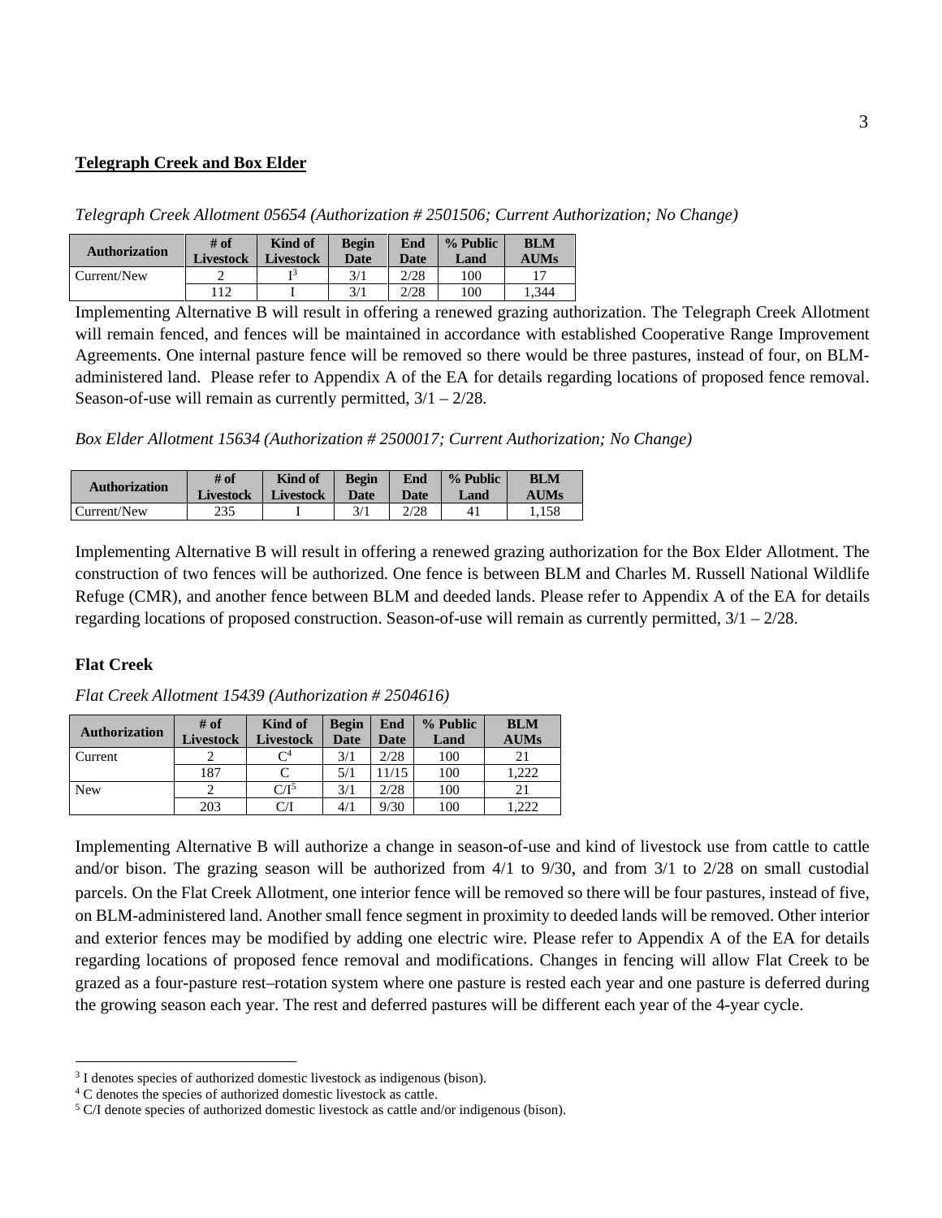**Telegraph Creek and Box Elder**

*Telegraph Creek Allotment 05654 (Authorization # 2501506; Current Authorization; No Change)*

| Authorization | # of Livestock | Kind of Livestock | Begin Date | End Date | % Public Land | BLM AUMs |
|---|---|---|---|---|---|---|
| Current/New | 2 | I[3] | 3/1 | 2/28 | 100 | 17 |
| | 112 | I | 3/1 | 2/28 | 100 | 1,344 |

Implementing Alternative B will result in offering a renewed grazing authorization. The Telegraph Creek Allotment will remain fenced, and fences will be maintained in accordance with established Cooperative Range Improvement Agreements. One internal pasture fence will be removed so there would be three pastures, instead of four, on BLM-administered land. Please refer to Appendix A of the EA for details regarding locations of proposed fence removal. Season-of-use will remain as currently permitted, 3/1 – 2/28.

*Box Elder Allotment 15634 (Authorization # 2500017; Current Authorization; No Change)*

| Authorization | # of Livestock | Kind of Livestock | Begin Date | End Date | % Public Land | BLM AUMs |
|---|---|---|---|---|---|---|
| Current/New | 235 | I | 3/1 | 2/28 | 41 | 1,158 |

Implementing Alternative B will result in offering a renewed grazing authorization for the Box Elder Allotment. The construction of two fences will be authorized. One fence is between BLM and Charles M. Russell National Wildlife Refuge (CMR), and another fence between BLM and deeded lands. Please refer to Appendix A of the EA for details regarding locations of proposed construction. Season-of-use will remain as currently permitted, 3/1 – 2/28.

**Flat Creek**

*Flat Creek Allotment 15439 (Authorization # 2504616)*

| Authorization | # of Livestock | Kind of Livestock | Begin Date | End Date | % Public Land | BLM AUMs |
|---|---|---|---|---|---|---|
| Current | 2 | C[4] | 3/1 | 2/28 | 100 | 21 |
| | 187 | C | 5/1 | 11/15 | 100 | 1,222 |
| New | 2 | C/I[5] | 3/1 | 2/28 | 100 | 21 |
| | 203 | C/I | 4/1 | 9/30 | 100 | 1,222 |

Implementing Alternative B will authorize a change in season-of-use and kind of livestock use from cattle to cattle and/or bison. The grazing season will be authorized from 4/1 to 9/30, and from 3/1 to 2/28 on small custodial parcels. On the Flat Creek Allotment, one interior fence will be removed so there will be four pastures, instead of five, on BLM-administered land. Another small fence segment in proximity to deeded lands will be removed. Other interior and exterior fences may be modified by adding one electric wire. Please refer to Appendix A of the EA for details regarding locations of proposed fence removal and modifications. Changes in fencing will allow Flat Creek to be grazed as a four-pasture rest–rotation system where one pasture is rested each year and one pasture is deferred during the growing season each year. The rest and deferred pastures will be different each year of the 4-year cycle.

[3] I denotes species of authorized domestic livestock as indigenous (bison).

[4] C denotes the species of authorized domestic livestock as cattle.

[5] C/I denote species of authorized domestic livestock as cattle and/or indigenous (bison).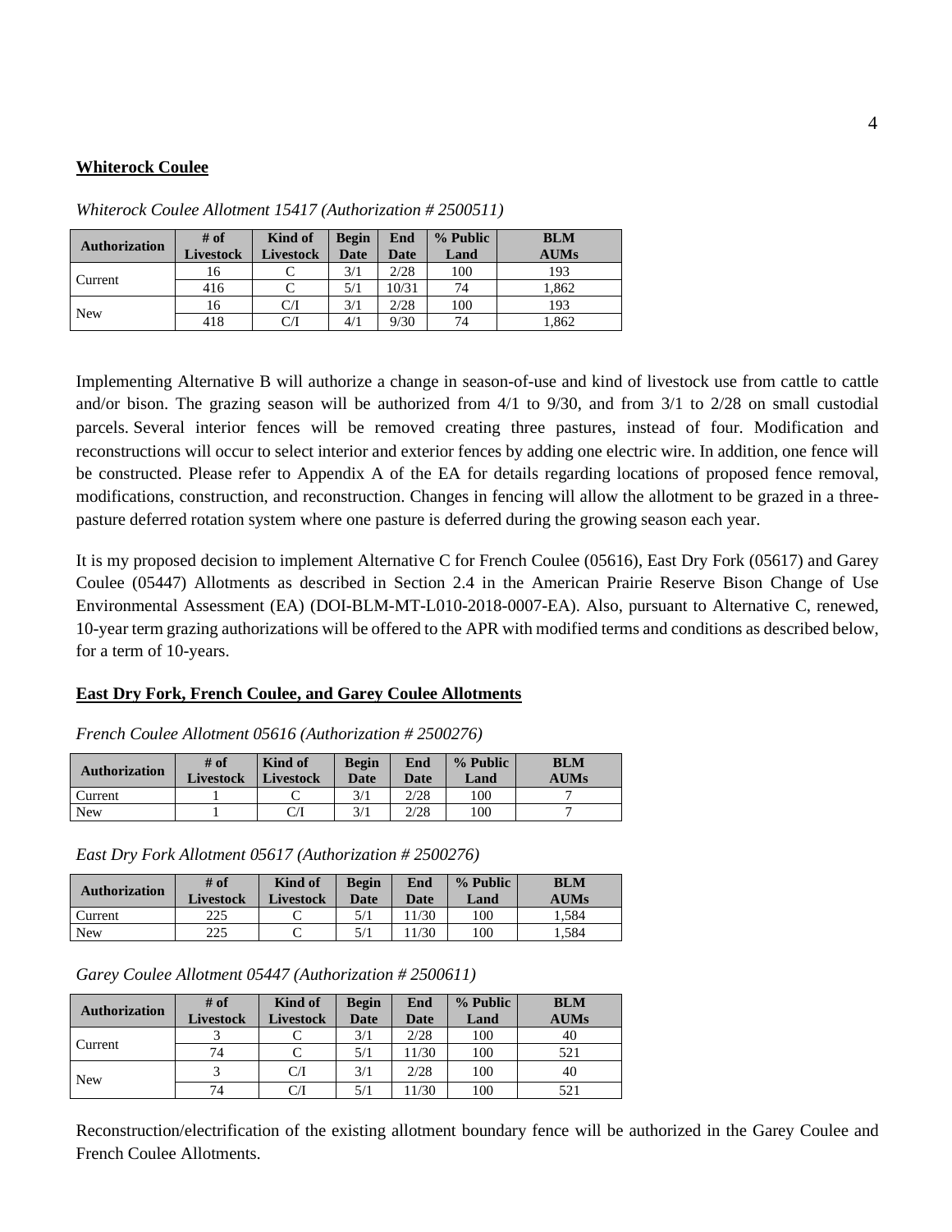**Whiterock Coulee**

*Whiterock Coulee Allotment 15417 (Authorization # 2500511)*

| Authorization | # of Livestock | Kind of Livestock | Begin Date | End Date | % Public Land | BLM AUMs |
|---|---|---|---|---|---|---|
| Current | 16 | C | 3/1 | 2/28 | 100 | 193 |
| | 416 | C | 5/1 | 10/31 | 74 | 1,862 |
| New | 16 | C/I | 3/1 | 2/28 | 100 | 193 |
| | 418 | C/I | 4/1 | 9/30 | 74 | 1,862 |

Implementing Alternative B will authorize a change in season-of-use and kind of livestock use from cattle to cattle and/or bison. The grazing season will be authorized from 4/1 to 9/30, and from 3/1 to 2/28 on small custodial parcels. Several interior fences will be removed creating three pastures, instead of four. Modification and reconstructions will occur to select interior and exterior fences by adding one electric wire. In addition, one fence will be constructed. Please refer to Appendix A of the EA for details regarding locations of proposed fence removal, modifications, construction, and reconstruction. Changes in fencing will allow the allotment to be grazed in a three-pasture deferred rotation system where one pasture is deferred during the growing season each year.

It is my proposed decision to implement Alternative C for French Coulee (05616), East Dry Fork (05617) and Garey Coulee (05447) Allotments as described in Section 2.4 in the American Prairie Reserve Bison Change of Use Environmental Assessment (EA) (DOI-BLM-MT-L010-2018-0007-EA). Also, pursuant to Alternative C, renewed, 10-year term grazing authorizations will be offered to the APR with modified terms and conditions as described below, for a term of 10-years.

**East Dry Fork, French Coulee, and Garey Coulee Allotments**

*French Coulee Allotment 05616 (Authorization # 2500276)*

| Authorization | # of Livestock | Kind of Livestock | Begin Date | End Date | % Public Land | BLM AUMs |
|---|---|---|---|---|---|---|
| Current | 1 | C | 3/1 | 2/28 | 100 | 7 |
| New | 1 | C/I | 3/1 | 2/28 | 100 | 7 |

*East Dry Fork Allotment 05617 (Authorization # 2500276)*

| Authorization | # of Livestock | Kind of Livestock | Begin Date | End Date | % Public Land | BLM AUMs |
|---|---|---|---|---|---|---|
| Current | 225 | C | 5/1 | 11/30 | 100 | 1,584 |
| New | 225 | C | 5/1 | 11/30 | 100 | 1,584 |

*Garey Coulee Allotment 05447 (Authorization # 2500611)*

| Authorization | # of Livestock | Kind of Livestock | Begin Date | End Date | % Public Land | BLM AUMs |
|---|---|---|---|---|---|---|
| Current | 3 | C | 3/1 | 2/28 | 100 | 40 |
| | 74 | C | 5/1 | 11/30 | 100 | 521 |
| New | 3 | C/I | 3/1 | 2/28 | 100 | 40 |
| | 74 | C/I | 5/1 | 11/30 | 100 | 521 |

Reconstruction/electrification of the existing allotment boundary fence will be authorized in the Garey Coulee and French Coulee Allotments.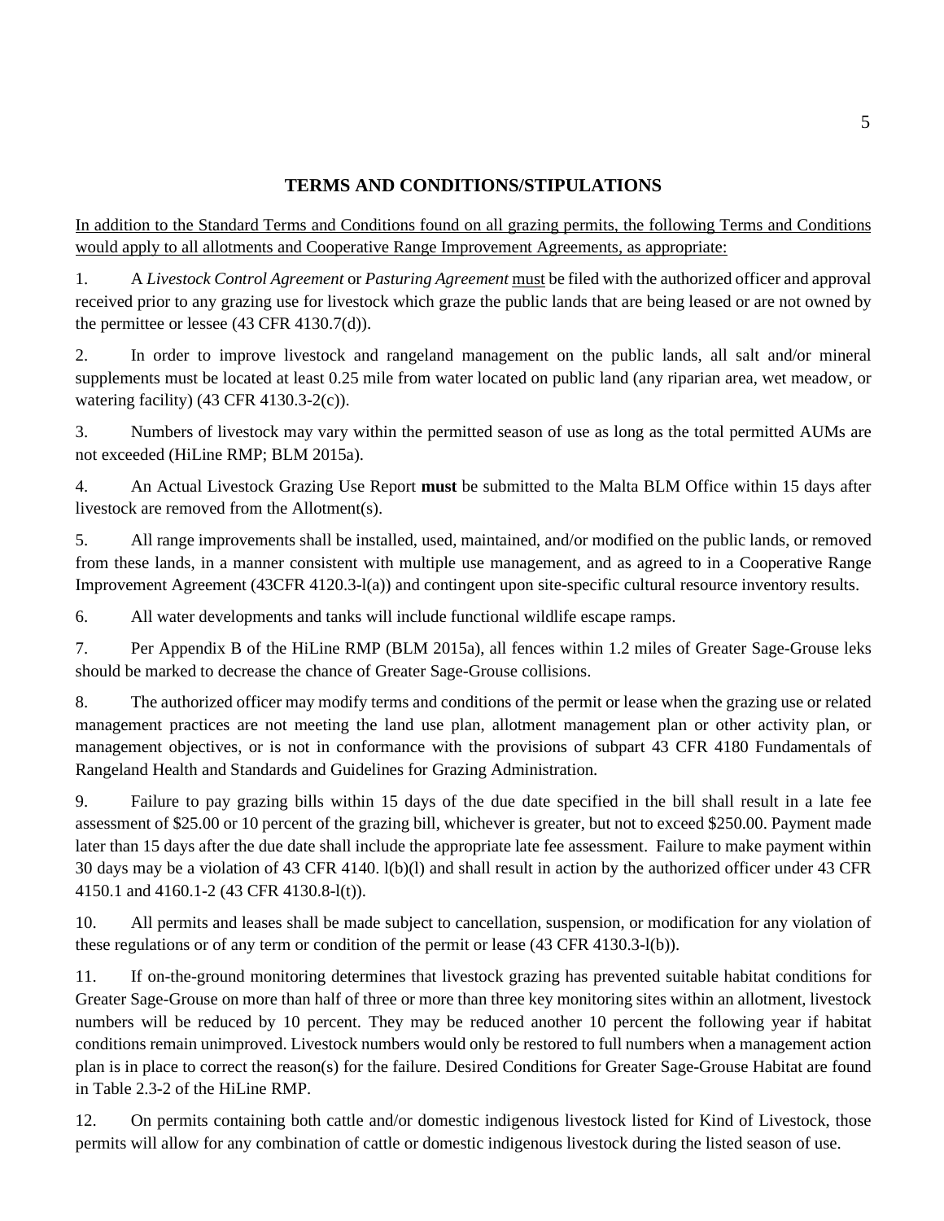## TERMS AND CONDITIONS/STIPULATIONS

<u>In addition to the Standard Terms and Conditions found on all grazing permits, the following Terms and Conditions would apply to all allotments and Cooperative Range Improvement Agreements, as appropriate:</u>

1. A *Livestock Control Agreement* or *Pasturing Agreement* <u>must</u> be filed with the authorized officer and approval received prior to any grazing use for livestock which graze the public lands that are being leased or are not owned by the permittee or lessee (43 CFR 4130.7(d)).

2. In order to improve livestock and rangeland management on the public lands, all salt and/or mineral supplements must be located at least 0.25 mile from water located on public land (any riparian area, wet meadow, or watering facility) (43 CFR 4130.3-2(c)).

3. Numbers of livestock may vary within the permitted season of use as long as the total permitted AUMs are not exceeded (HiLine RMP; BLM 2015a).

4. An Actual Livestock Grazing Use Report **must** be submitted to the Malta BLM Office within 15 days after livestock are removed from the Allotment(s).

5. All range improvements shall be installed, used, maintained, and/or modified on the public lands, or removed from these lands, in a manner consistent with multiple use management, and as agreed to in a Cooperative Range Improvement Agreement (43CFR 4120.3-l(a)) and contingent upon site-specific cultural resource inventory results.

6. All water developments and tanks will include functional wildlife escape ramps.

7. Per Appendix B of the HiLine RMP (BLM 2015a), all fences within 1.2 miles of Greater Sage-Grouse leks should be marked to decrease the chance of Greater Sage-Grouse collisions.

8. The authorized officer may modify terms and conditions of the permit or lease when the grazing use or related management practices are not meeting the land use plan, allotment management plan or other activity plan, or management objectives, or is not in conformance with the provisions of subpart 43 CFR 4180 Fundamentals of Rangeland Health and Standards and Guidelines for Grazing Administration.

9. Failure to pay grazing bills within 15 days of the due date specified in the bill shall result in a late fee assessment of $25.00 or 10 percent of the grazing bill, whichever is greater, but not to exceed $250.00. Payment made later than 15 days after the due date shall include the appropriate late fee assessment. Failure to make payment within 30 days may be a violation of 43 CFR 4140. l(b)(l) and shall result in action by the authorized officer under 43 CFR 4150.1 and 4160.1-2 (43 CFR 4130.8-l(t)).

10. All permits and leases shall be made subject to cancellation, suspension, or modification for any violation of these regulations or of any term or condition of the permit or lease (43 CFR 4130.3-l(b)).

11. If on-the-ground monitoring determines that livestock grazing has prevented suitable habitat conditions for Greater Sage-Grouse on more than half of three or more than three key monitoring sites within an allotment, livestock numbers will be reduced by 10 percent. They may be reduced another 10 percent the following year if habitat conditions remain unimproved. Livestock numbers would only be restored to full numbers when a management action plan is in place to correct the reason(s) for the failure. Desired Conditions for Greater Sage-Grouse Habitat are found in Table 2.3-2 of the HiLine RMP.

12. On permits containing both cattle and/or domestic indigenous livestock listed for Kind of Livestock, those permits will allow for any combination of cattle or domestic indigenous livestock during the listed season of use.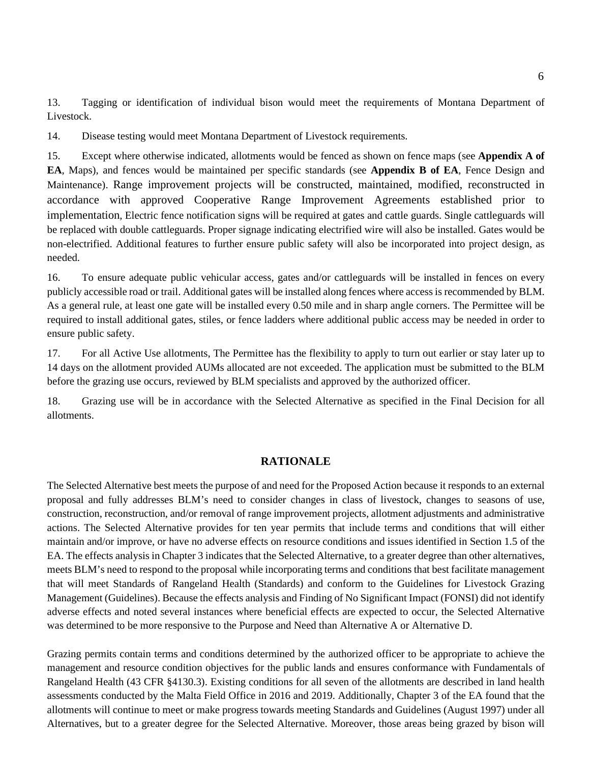13. Tagging or identification of individual bison would meet the requirements of Montana Department of Livestock.

14. Disease testing would meet Montana Department of Livestock requirements.

15. Except where otherwise indicated, allotments would be fenced as shown on fence maps (see **Appendix A of EA**, Maps), and fences would be maintained per specific standards (see **Appendix B of EA**, Fence Design and Maintenance). Range improvement projects will be constructed, maintained, modified, reconstructed in accordance with approved Cooperative Range Improvement Agreements established prior to implementation, Electric fence notification signs will be required at gates and cattle guards. Single cattleguards will be replaced with double cattleguards. Proper signage indicating electrified wire will also be installed. Gates would be non-electrified. Additional features to further ensure public safety will also be incorporated into project design, as needed.

16. To ensure adequate public vehicular access, gates and/or cattleguards will be installed in fences on every publicly accessible road or trail. Additional gates will be installed along fences where access is recommended by BLM. As a general rule, at least one gate will be installed every 0.50 mile and in sharp angle corners. The Permittee will be required to install additional gates, stiles, or fence ladders where additional public access may be needed in order to ensure public safety.

17. For all Active Use allotments, The Permittee has the flexibility to apply to turn out earlier or stay later up to 14 days on the allotment provided AUMs allocated are not exceeded. The application must be submitted to the BLM before the grazing use occurs, reviewed by BLM specialists and approved by the authorized officer.

18. Grazing use will be in accordance with the Selected Alternative as specified in the Final Decision for all allotments.

## RATIONALE

The Selected Alternative best meets the purpose of and need for the Proposed Action because it responds to an external proposal and fully addresses BLM's need to consider changes in class of livestock, changes to seasons of use, construction, reconstruction, and/or removal of range improvement projects, allotment adjustments and administrative actions. The Selected Alternative provides for ten year permits that include terms and conditions that will either maintain and/or improve, or have no adverse effects on resource conditions and issues identified in Section 1.5 of the EA. The effects analysis in Chapter 3 indicates that the Selected Alternative, to a greater degree than other alternatives, meets BLM's need to respond to the proposal while incorporating terms and conditions that best facilitate management that will meet Standards of Rangeland Health (Standards) and conform to the Guidelines for Livestock Grazing Management (Guidelines). Because the effects analysis and Finding of No Significant Impact (FONSI) did not identify adverse effects and noted several instances where beneficial effects are expected to occur, the Selected Alternative was determined to be more responsive to the Purpose and Need than Alternative A or Alternative D.

Grazing permits contain terms and conditions determined by the authorized officer to be appropriate to achieve the management and resource condition objectives for the public lands and ensures conformance with Fundamentals of Rangeland Health (43 CFR §4130.3). Existing conditions for all seven of the allotments are described in land health assessments conducted by the Malta Field Office in 2016 and 2019. Additionally, Chapter 3 of the EA found that the allotments will continue to meet or make progress towards meeting Standards and Guidelines (August 1997) under all Alternatives, but to a greater degree for the Selected Alternative. Moreover, those areas being grazed by bison will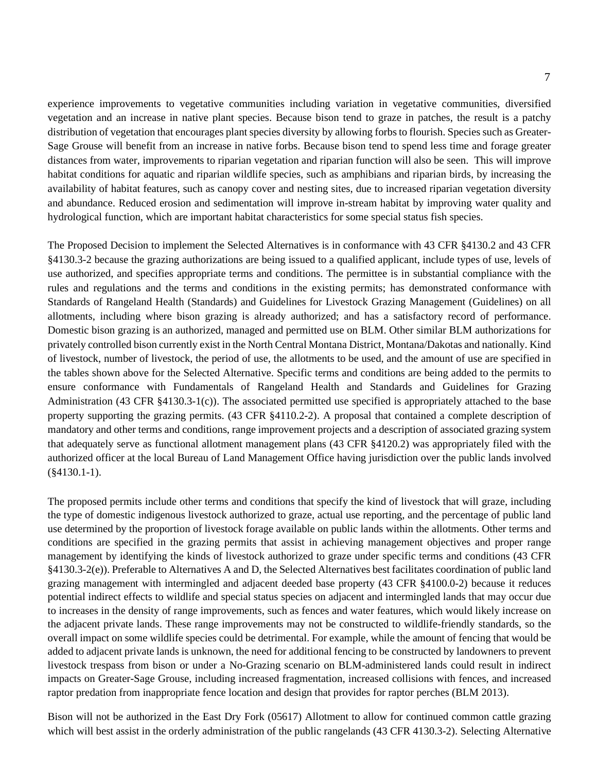experience improvements to vegetative communities including variation in vegetative communities, diversified vegetation and an increase in native plant species. Because bison tend to graze in patches, the result is a patchy distribution of vegetation that encourages plant species diversity by allowing forbs to flourish. Species such as Greater-Sage Grouse will benefit from an increase in native forbs. Because bison tend to spend less time and forage greater distances from water, improvements to riparian vegetation and riparian function will also be seen. This will improve habitat conditions for aquatic and riparian wildlife species, such as amphibians and riparian birds, by increasing the availability of habitat features, such as canopy cover and nesting sites, due to increased riparian vegetation diversity and abundance. Reduced erosion and sedimentation will improve in-stream habitat by improving water quality and hydrological function, which are important habitat characteristics for some special status fish species.

The Proposed Decision to implement the Selected Alternatives is in conformance with 43 CFR §4130.2 and 43 CFR §4130.3-2 because the grazing authorizations are being issued to a qualified applicant, include types of use, levels of use authorized, and specifies appropriate terms and conditions. The permittee is in substantial compliance with the rules and regulations and the terms and conditions in the existing permits; has demonstrated conformance with Standards of Rangeland Health (Standards) and Guidelines for Livestock Grazing Management (Guidelines) on all allotments, including where bison grazing is already authorized; and has a satisfactory record of performance. Domestic bison grazing is an authorized, managed and permitted use on BLM. Other similar BLM authorizations for privately controlled bison currently exist in the North Central Montana District, Montana/Dakotas and nationally. Kind of livestock, number of livestock, the period of use, the allotments to be used, and the amount of use are specified in the tables shown above for the Selected Alternative. Specific terms and conditions are being added to the permits to ensure conformance with Fundamentals of Rangeland Health and Standards and Guidelines for Grazing Administration (43 CFR §4130.3-1(c)). The associated permitted use specified is appropriately attached to the base property supporting the grazing permits. (43 CFR §4110.2-2). A proposal that contained a complete description of mandatory and other terms and conditions, range improvement projects and a description of associated grazing system that adequately serve as functional allotment management plans (43 CFR §4120.2) was appropriately filed with the authorized officer at the local Bureau of Land Management Office having jurisdiction over the public lands involved (§4130.1-1).

The proposed permits include other terms and conditions that specify the kind of livestock that will graze, including the type of domestic indigenous livestock authorized to graze, actual use reporting, and the percentage of public land use determined by the proportion of livestock forage available on public lands within the allotments. Other terms and conditions are specified in the grazing permits that assist in achieving management objectives and proper range management by identifying the kinds of livestock authorized to graze under specific terms and conditions (43 CFR §4130.3-2(e)). Preferable to Alternatives A and D, the Selected Alternatives best facilitates coordination of public land grazing management with intermingled and adjacent deeded base property (43 CFR §4100.0-2) because it reduces potential indirect effects to wildlife and special status species on adjacent and intermingled lands that may occur due to increases in the density of range improvements, such as fences and water features, which would likely increase on the adjacent private lands. These range improvements may not be constructed to wildlife-friendly standards, so the overall impact on some wildlife species could be detrimental. For example, while the amount of fencing that would be added to adjacent private lands is unknown, the need for additional fencing to be constructed by landowners to prevent livestock trespass from bison or under a No-Grazing scenario on BLM-administered lands could result in indirect impacts on Greater-Sage Grouse, including increased fragmentation, increased collisions with fences, and increased raptor predation from inappropriate fence location and design that provides for raptor perches (BLM 2013).

Bison will not be authorized in the East Dry Fork (05617) Allotment to allow for continued common cattle grazing which will best assist in the orderly administration of the public rangelands (43 CFR 4130.3-2). Selecting Alternative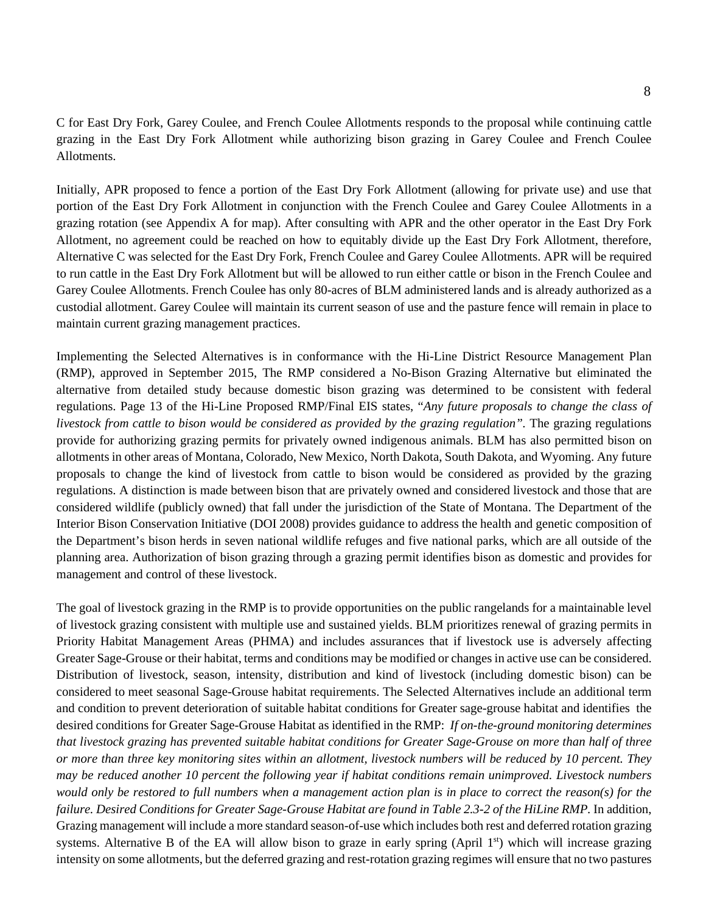C for East Dry Fork, Garey Coulee, and French Coulee Allotments responds to the proposal while continuing cattle grazing in the East Dry Fork Allotment while authorizing bison grazing in Garey Coulee and French Coulee Allotments.

Initially, APR proposed to fence a portion of the East Dry Fork Allotment (allowing for private use) and use that portion of the East Dry Fork Allotment in conjunction with the French Coulee and Garey Coulee Allotments in a grazing rotation (see Appendix A for map). After consulting with APR and the other operator in the East Dry Fork Allotment, no agreement could be reached on how to equitably divide up the East Dry Fork Allotment, therefore, Alternative C was selected for the East Dry Fork, French Coulee and Garey Coulee Allotments. APR will be required to run cattle in the East Dry Fork Allotment but will be allowed to run either cattle or bison in the French Coulee and Garey Coulee Allotments. French Coulee has only 80-acres of BLM administered lands and is already authorized as a custodial allotment. Garey Coulee will maintain its current season of use and the pasture fence will remain in place to maintain current grazing management practices.

Implementing the Selected Alternatives is in conformance with the Hi-Line District Resource Management Plan (RMP), approved in September 2015, The RMP considered a No-Bison Grazing Alternative but eliminated the alternative from detailed study because domestic bison grazing was determined to be consistent with federal regulations. Page 13 of the Hi-Line Proposed RMP/Final EIS states, "*Any future proposals to change the class of livestock from cattle to bison would be considered as provided by the grazing regulation*". The grazing regulations provide for authorizing grazing permits for privately owned indigenous animals. BLM has also permitted bison on allotments in other areas of Montana, Colorado, New Mexico, North Dakota, South Dakota, and Wyoming. Any future proposals to change the kind of livestock from cattle to bison would be considered as provided by the grazing regulations. A distinction is made between bison that are privately owned and considered livestock and those that are considered wildlife (publicly owned) that fall under the jurisdiction of the State of Montana. The Department of the Interior Bison Conservation Initiative (DOI 2008) provides guidance to address the health and genetic composition of the Department's bison herds in seven national wildlife refuges and five national parks, which are all outside of the planning area. Authorization of bison grazing through a grazing permit identifies bison as domestic and provides for management and control of these livestock.

The goal of livestock grazing in the RMP is to provide opportunities on the public rangelands for a maintainable level of livestock grazing consistent with multiple use and sustained yields. BLM prioritizes renewal of grazing permits in Priority Habitat Management Areas (PHMA) and includes assurances that if livestock use is adversely affecting Greater Sage-Grouse or their habitat, terms and conditions may be modified or changes in active use can be considered. Distribution of livestock, season, intensity, distribution and kind of livestock (including domestic bison) can be considered to meet seasonal Sage-Grouse habitat requirements. The Selected Alternatives include an additional term and condition to prevent deterioration of suitable habitat conditions for Greater sage-grouse habitat and identifies the desired conditions for Greater Sage-Grouse Habitat as identified in the RMP: *If on-the-ground monitoring determines that livestock grazing has prevented suitable habitat conditions for Greater Sage-Grouse on more than half of three or more than three key monitoring sites within an allotment, livestock numbers will be reduced by 10 percent. They may be reduced another 10 percent the following year if habitat conditions remain unimproved. Livestock numbers would only be restored to full numbers when a management action plan is in place to correct the reason(s) for the failure. Desired Conditions for Greater Sage-Grouse Habitat are found in Table 2.3-2 of the HiLine RMP.* In addition, Grazing management will include a more standard season-of-use which includes both rest and deferred rotation grazing systems. Alternative B of the EA will allow bison to graze in early spring (April 1st) which will increase grazing intensity on some allotments, but the deferred grazing and rest-rotation grazing regimes will ensure that no two pastures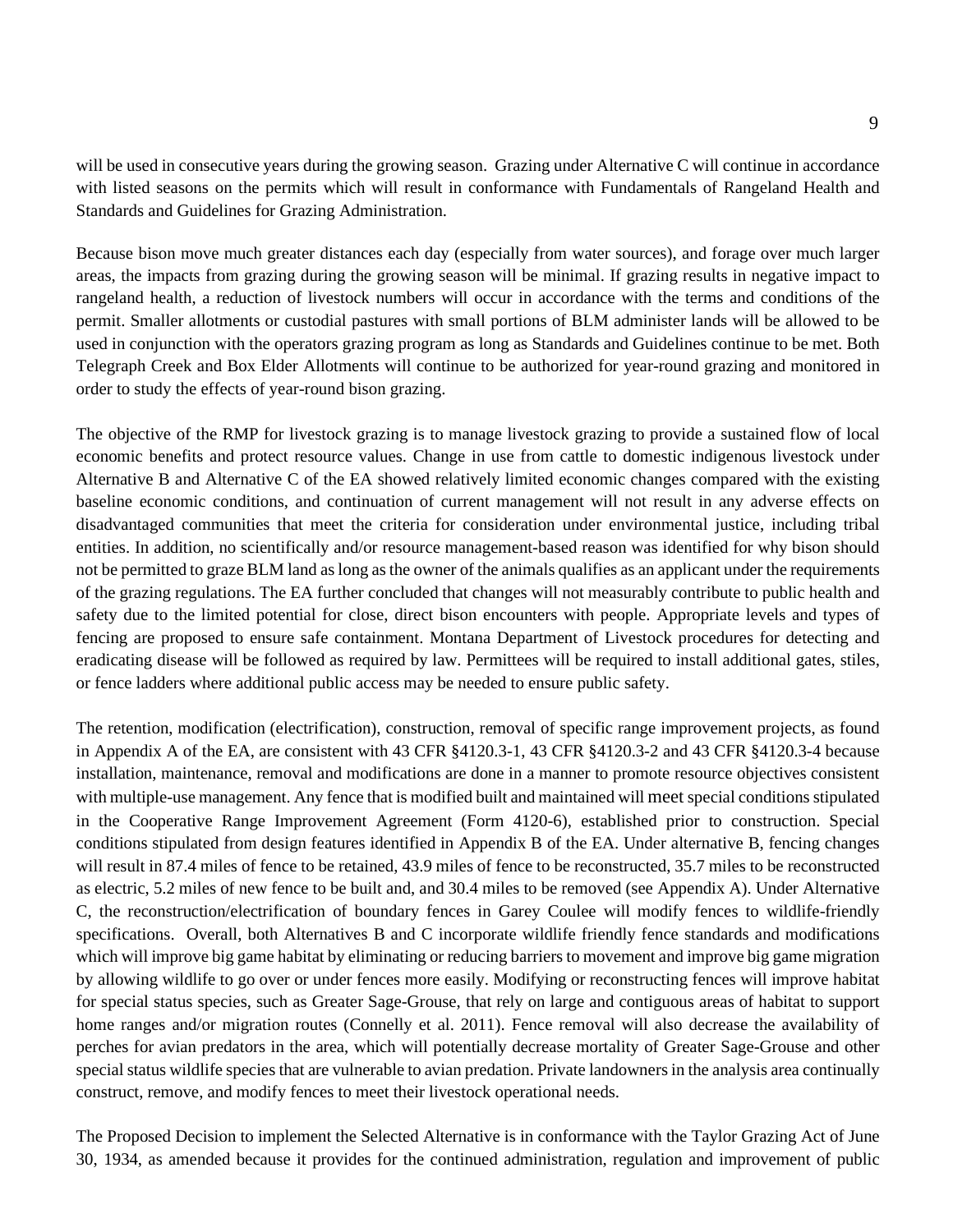will be used in consecutive years during the growing season. Grazing under Alternative C will continue in accordance with listed seasons on the permits which will result in conformance with Fundamentals of Rangeland Health and Standards and Guidelines for Grazing Administration.

Because bison move much greater distances each day (especially from water sources), and forage over much larger areas, the impacts from grazing during the growing season will be minimal. If grazing results in negative impact to rangeland health, a reduction of livestock numbers will occur in accordance with the terms and conditions of the permit. Smaller allotments or custodial pastures with small portions of BLM administer lands will be allowed to be used in conjunction with the operators grazing program as long as Standards and Guidelines continue to be met. Both Telegraph Creek and Box Elder Allotments will continue to be authorized for year-round grazing and monitored in order to study the effects of year-round bison grazing.

The objective of the RMP for livestock grazing is to manage livestock grazing to provide a sustained flow of local economic benefits and protect resource values. Change in use from cattle to domestic indigenous livestock under Alternative B and Alternative C of the EA showed relatively limited economic changes compared with the existing baseline economic conditions, and continuation of current management will not result in any adverse effects on disadvantaged communities that meet the criteria for consideration under environmental justice, including tribal entities. In addition, no scientifically and/or resource management-based reason was identified for why bison should not be permitted to graze BLM land as long as the owner of the animals qualifies as an applicant under the requirements of the grazing regulations. The EA further concluded that changes will not measurably contribute to public health and safety due to the limited potential for close, direct bison encounters with people. Appropriate levels and types of fencing are proposed to ensure safe containment. Montana Department of Livestock procedures for detecting and eradicating disease will be followed as required by law. Permittees will be required to install additional gates, stiles, or fence ladders where additional public access may be needed to ensure public safety.

The retention, modification (electrification), construction, removal of specific range improvement projects, as found in Appendix A of the EA, are consistent with 43 CFR §4120.3-1, 43 CFR §4120.3-2 and 43 CFR §4120.3-4 because installation, maintenance, removal and modifications are done in a manner to promote resource objectives consistent with multiple-use management. Any fence that is modified built and maintained will meet special conditions stipulated in the Cooperative Range Improvement Agreement (Form 4120-6), established prior to construction. Special conditions stipulated from design features identified in Appendix B of the EA. Under alternative B, fencing changes will result in 87.4 miles of fence to be retained, 43.9 miles of fence to be reconstructed, 35.7 miles to be reconstructed as electric, 5.2 miles of new fence to be built and, and 30.4 miles to be removed (see Appendix A). Under Alternative C, the reconstruction/electrification of boundary fences in Garey Coulee will modify fences to wildlife-friendly specifications. Overall, both Alternatives B and C incorporate wildlife friendly fence standards and modifications which will improve big game habitat by eliminating or reducing barriers to movement and improve big game migration by allowing wildlife to go over or under fences more easily. Modifying or reconstructing fences will improve habitat for special status species, such as Greater Sage-Grouse, that rely on large and contiguous areas of habitat to support home ranges and/or migration routes (Connelly et al. 2011). Fence removal will also decrease the availability of perches for avian predators in the area, which will potentially decrease mortality of Greater Sage-Grouse and other special status wildlife species that are vulnerable to avian predation. Private landowners in the analysis area continually construct, remove, and modify fences to meet their livestock operational needs.

The Proposed Decision to implement the Selected Alternative is in conformance with the Taylor Grazing Act of June 30, 1934, as amended because it provides for the continued administration, regulation and improvement of public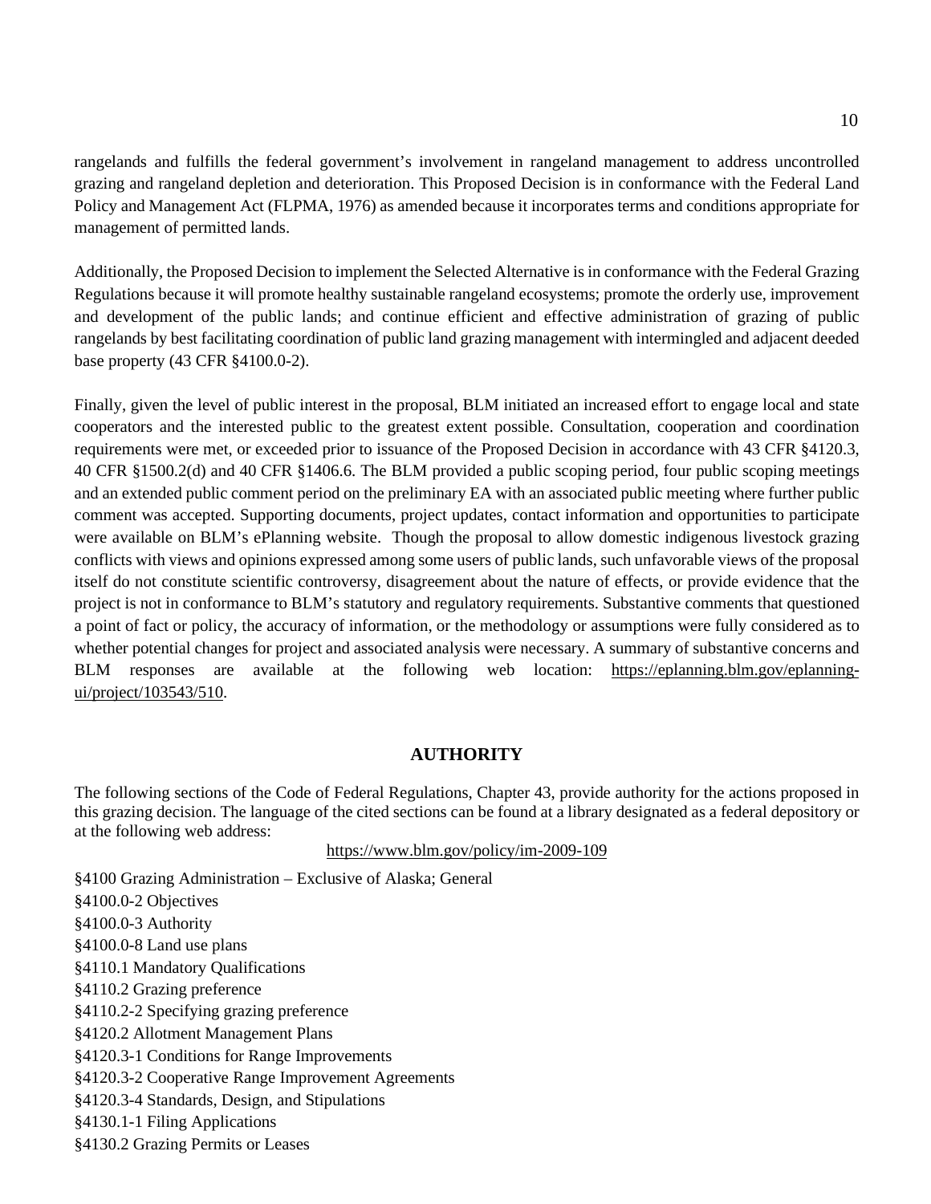rangelands and fulfills the federal government's involvement in rangeland management to address uncontrolled grazing and rangeland depletion and deterioration. This Proposed Decision is in conformance with the Federal Land Policy and Management Act (FLPMA, 1976) as amended because it incorporates terms and conditions appropriate for management of permitted lands.

Additionally, the Proposed Decision to implement the Selected Alternative is in conformance with the Federal Grazing Regulations because it will promote healthy sustainable rangeland ecosystems; promote the orderly use, improvement and development of the public lands; and continue efficient and effective administration of grazing of public rangelands by best facilitating coordination of public land grazing management with intermingled and adjacent deeded base property (43 CFR §4100.0-2).

Finally, given the level of public interest in the proposal, BLM initiated an increased effort to engage local and state cooperators and the interested public to the greatest extent possible. Consultation, cooperation and coordination requirements were met, or exceeded prior to issuance of the Proposed Decision in accordance with 43 CFR §4120.3, 40 CFR §1500.2(d) and 40 CFR §1406.6. The BLM provided a public scoping period, four public scoping meetings and an extended public comment period on the preliminary EA with an associated public meeting where further public comment was accepted. Supporting documents, project updates, contact information and opportunities to participate were available on BLM's ePlanning website. Though the proposal to allow domestic indigenous livestock grazing conflicts with views and opinions expressed among some users of public lands, such unfavorable views of the proposal itself do not constitute scientific controversy, disagreement about the nature of effects, or provide evidence that the project is not in conformance to BLM's statutory and regulatory requirements. Substantive comments that questioned a point of fact or policy, the accuracy of information, or the methodology or assumptions were fully considered as to whether potential changes for project and associated analysis were necessary. A summary of substantive concerns and BLM responses are available at the following web location: https://eplanning.blm.gov/eplanning-ui/project/103543/510.

## AUTHORITY

The following sections of the Code of Federal Regulations, Chapter 43, provide authority for the actions proposed in this grazing decision. The language of the cited sections can be found at a library designated as a federal depository or at the following web address:

https://www.blm.gov/policy/im-2009-109

§4100 Grazing Administration – Exclusive of Alaska; General
§4100.0-2 Objectives
§4100.0-3 Authority
§4100.0-8 Land use plans
§4110.1 Mandatory Qualifications
§4110.2 Grazing preference
§4110.2-2 Specifying grazing preference
§4120.2 Allotment Management Plans
§4120.3-1 Conditions for Range Improvements
§4120.3-2 Cooperative Range Improvement Agreements
§4120.3-4 Standards, Design, and Stipulations
§4130.1-1 Filing Applications
§4130.2 Grazing Permits or Leases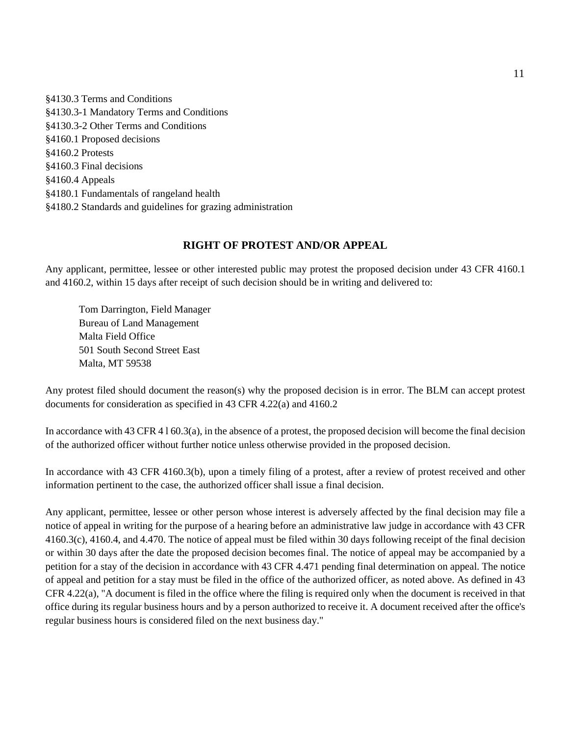§4130.3 Terms and Conditions
§4130.3-1 Mandatory Terms and Conditions
§4130.3-2 Other Terms and Conditions
§4160.1 Proposed decisions
§4160.2 Protests
§4160.3 Final decisions
§4160.4 Appeals
§4180.1 Fundamentals of rangeland health
§4180.2 Standards and guidelines for grazing administration

## RIGHT OF PROTEST AND/OR APPEAL

Any applicant, permittee, lessee or other interested public may protest the proposed decision under 43 CFR 4160.1 and 4160.2, within 15 days after receipt of such decision should be in writing and delivered to:

Tom Darrington, Field Manager
Bureau of Land Management
Malta Field Office
501 South Second Street East
Malta, MT 59538

Any protest filed should document the reason(s) why the proposed decision is in error. The BLM can accept protest documents for consideration as specified in 43 CFR 4.22(a) and 4160.2

In accordance with 43 CFR 4 l 60.3(a), in the absence of a protest, the proposed decision will become the final decision of the authorized officer without further notice unless otherwise provided in the proposed decision.

In accordance with 43 CFR 4160.3(b), upon a timely filing of a protest, after a review of protest received and other information pertinent to the case, the authorized officer shall issue a final decision.

Any applicant, permittee, lessee or other person whose interest is adversely affected by the final decision may file a notice of appeal in writing for the purpose of a hearing before an administrative law judge in accordance with 43 CFR 4160.3(c), 4160.4, and 4.470. The notice of appeal must be filed within 30 days following receipt of the final decision or within 30 days after the date the proposed decision becomes final. The notice of appeal may be accompanied by a petition for a stay of the decision in accordance with 43 CFR 4.471 pending final determination on appeal. The notice of appeal and petition for a stay must be filed in the office of the authorized officer, as noted above. As defined in 43 CFR 4.22(a), "A document is filed in the office where the filing is required only when the document is received in that office during its regular business hours and by a person authorized to receive it. A document received after the office's regular business hours is considered filed on the next business day."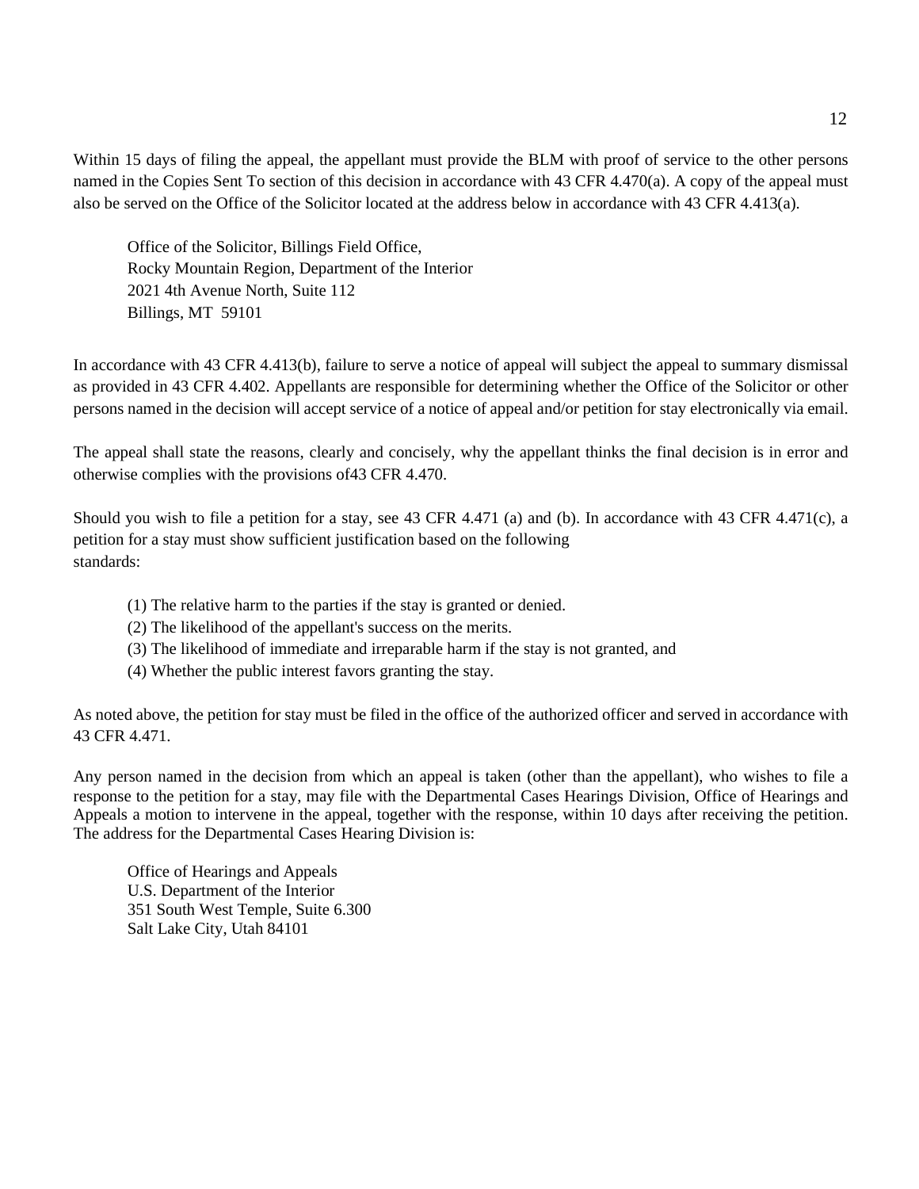Within 15 days of filing the appeal, the appellant must provide the BLM with proof of service to the other persons named in the Copies Sent To section of this decision in accordance with 43 CFR 4.470(a). A copy of the appeal must also be served on the Office of the Solicitor located at the address below in accordance with 43 CFR 4.413(a).

Office of the Solicitor, Billings Field Office,  
Rocky Mountain Region, Department of the Interior  
2021 4th Avenue North, Suite 112  
Billings, MT 59101

In accordance with 43 CFR 4.413(b), failure to serve a notice of appeal will subject the appeal to summary dismissal as provided in 43 CFR 4.402. Appellants are responsible for determining whether the Office of the Solicitor or other persons named in the decision will accept service of a notice of appeal and/or petition for stay electronically via email.

The appeal shall state the reasons, clearly and concisely, why the appellant thinks the final decision is in error and otherwise complies with the provisions of43 CFR 4.470.

Should you wish to file a petition for a stay, see 43 CFR 4.471 (a) and (b). In accordance with 43 CFR 4.471(c), a petition for a stay must show sufficient justification based on the following standards:

(1) The relative harm to the parties if the stay is granted or denied.  
(2) The likelihood of the appellant's success on the merits.  
(3) The likelihood of immediate and irreparable harm if the stay is not granted, and  
(4) Whether the public interest favors granting the stay.

As noted above, the petition for stay must be filed in the office of the authorized officer and served in accordance with 43 CFR 4.471.

Any person named in the decision from which an appeal is taken (other than the appellant), who wishes to file a response to the petition for a stay, may file with the Departmental Cases Hearings Division, Office of Hearings and Appeals a motion to intervene in the appeal, together with the response, within 10 days after receiving the petition. The address for the Departmental Cases Hearing Division is:

Office of Hearings and Appeals  
U.S. Department of the Interior  
351 South West Temple, Suite 6.300  
Salt Lake City, Utah 84101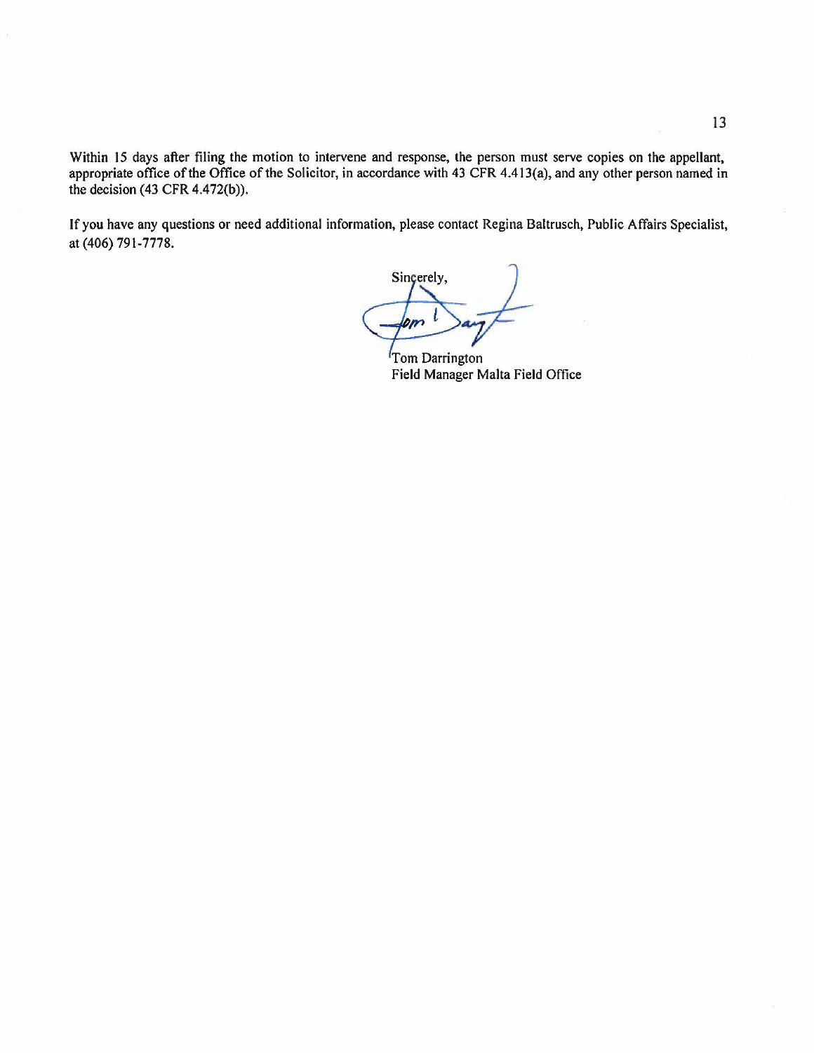Within 15 days after filing the motion to intervene and response, the person must serve copies on the appellant, appropriate office of the Office of the Solicitor, in accordance with 43 CFR 4.413(a), and any other person named in the decision (43 CFR 4.472(b)).

If you have any questions or need additional information, please contact Regina Baltrusch, Public Affairs Specialist, at (406) 791-7778.

Sincerely,

Tom Darrington
Field Manager Malta Field Office